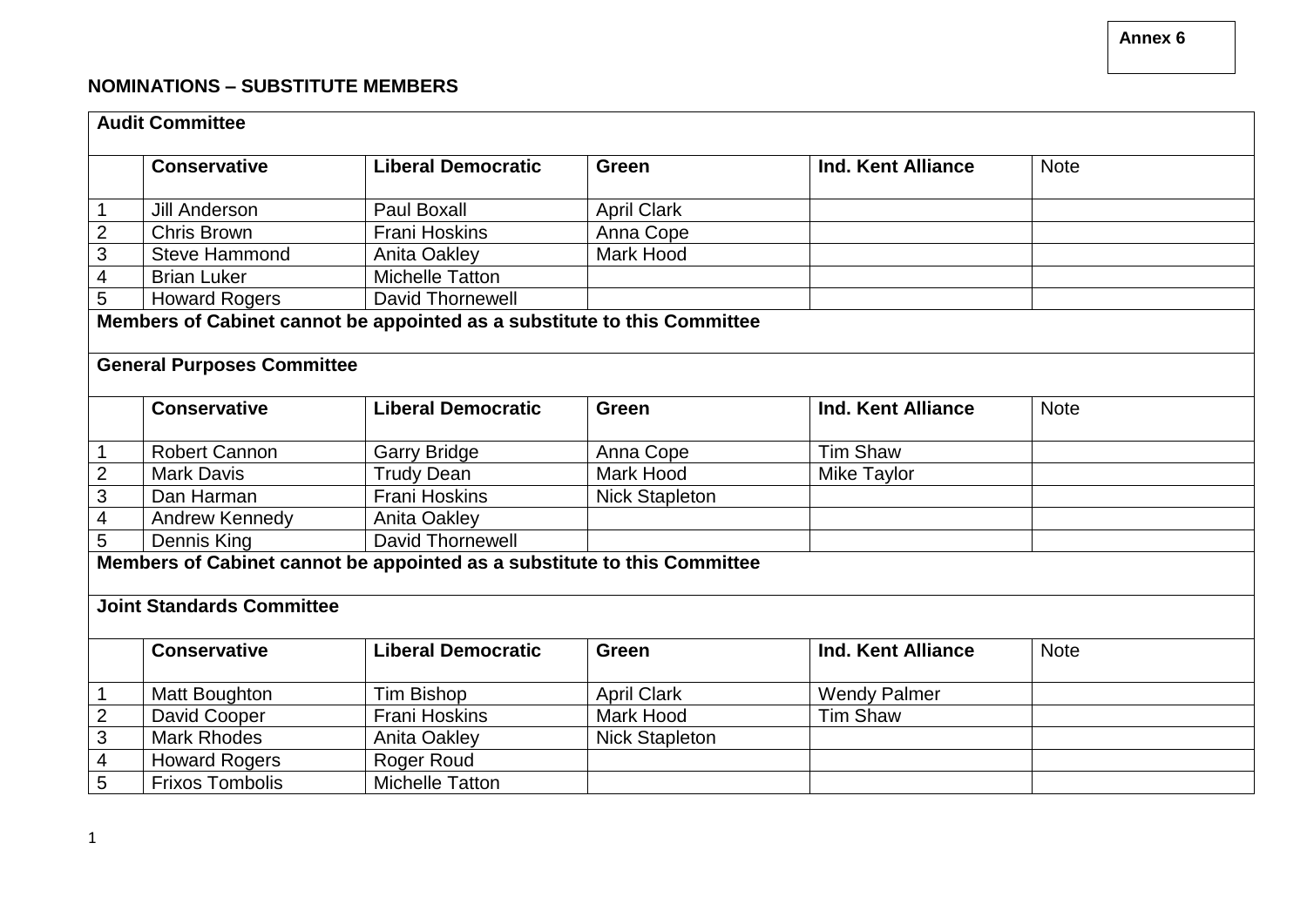Annex 6

**NOMINATIONS – SUBSTITUTE MEMBERS**

**Audit Committee**

| | Conservative | Liberal Democratic | Green | Ind. Kent Alliance | Note |
|---|---|---|---|---|---|
| 1 | Jill Anderson | Paul Boxall | April Clark | | |
| 2 | Chris Brown | Frani Hoskins | Anna Cope | | |
| 3 | Steve Hammond | Anita Oakley | Mark Hood | | |
| 4 | Brian Luker | Michelle Tatton | | | |
| 5 | Howard Rogers | David Thornewell | | | |

**Members of Cabinet cannot be appointed as a substitute to this Committee**

**General Purposes Committee**

| | Conservative | Liberal Democratic | Green | Ind. Kent Alliance | Note |
|---|---|---|---|---|---|
| 1 | Robert Cannon | Garry Bridge | Anna Cope | Tim Shaw | |
| 2 | Mark Davis | Trudy Dean | Mark Hood | Mike Taylor | |
| 3 | Dan Harman | Frani Hoskins | Nick Stapleton | | |
| 4 | Andrew Kennedy | Anita Oakley | | | |
| 5 | Dennis King | David Thornewell | | | |

**Members of Cabinet cannot be appointed as a substitute to this Committee**

**Joint Standards Committee**

| | Conservative | Liberal Democratic | Green | Ind. Kent Alliance | Note |
|---|---|---|---|---|---|
| 1 | Matt Boughton | Tim Bishop | April Clark | Wendy Palmer | |
| 2 | David Cooper | Frani Hoskins | Mark Hood | Tim Shaw | |
| 3 | Mark Rhodes | Anita Oakley | Nick Stapleton | | |
| 4 | Howard Rogers | Roger Roud | | | |
| 5 | Frixos Tombolis | Michelle Tatton | | | |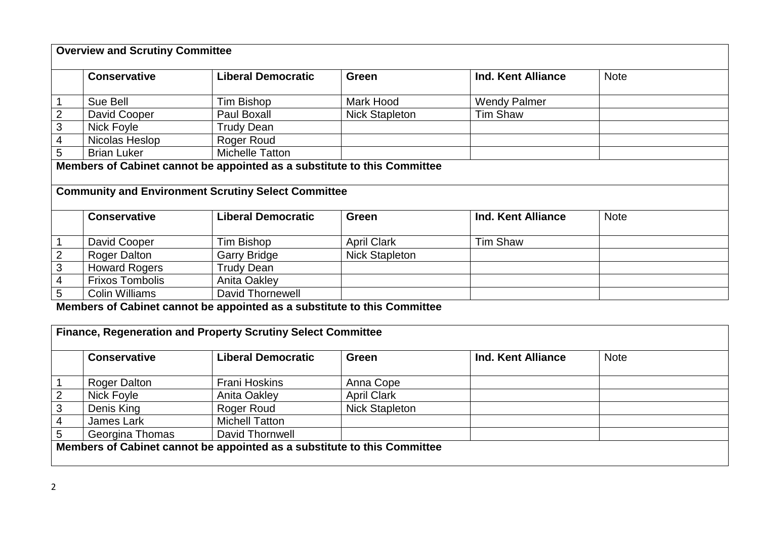**Overview and Scrutiny Committee**

| | Conservative | Liberal Democratic | Green | Ind. Kent Alliance | Note |
|---|---|---|---|---|---|
| 1 | Sue Bell | Tim Bishop | Mark Hood | Wendy Palmer | |
| 2 | David Cooper | Paul Boxall | Nick Stapleton | Tim Shaw | |
| 3 | Nick Foyle | Trudy Dean | | | |
| 4 | Nicolas Heslop | Roger Roud | | | |
| 5 | Brian Luker | Michelle Tatton | | | |

**Members of Cabinet cannot be appointed as a substitute to this Committee**

**Community and Environment Scrutiny Select Committee**

| | Conservative | Liberal Democratic | Green | Ind. Kent Alliance | Note |
|---|---|---|---|---|---|
| 1 | David Cooper | Tim Bishop | April Clark | Tim Shaw | |
| 2 | Roger Dalton | Garry Bridge | Nick Stapleton | | |
| 3 | Howard Rogers | Trudy Dean | | | |
| 4 | Frixos Tombolis | Anita Oakley | | | |
| 5 | Colin Williams | David Thornewell | | | |

**Members of Cabinet cannot be appointed as a substitute to this Committee**

**Finance, Regeneration and Property Scrutiny Select Committee**

| | Conservative | Liberal Democratic | Green | Ind. Kent Alliance | Note |
|---|---|---|---|---|---|
| 1 | Roger Dalton | Frani Hoskins | Anna Cope | | |
| 2 | Nick Foyle | Anita Oakley | April Clark | | |
| 3 | Denis King | Roger Roud | Nick Stapleton | | |
| 4 | James Lark | Michell Tatton | | | |
| 5 | Georgina Thomas | David Thornwell | | | |

**Members of Cabinet cannot be appointed as a substitute to this Committee**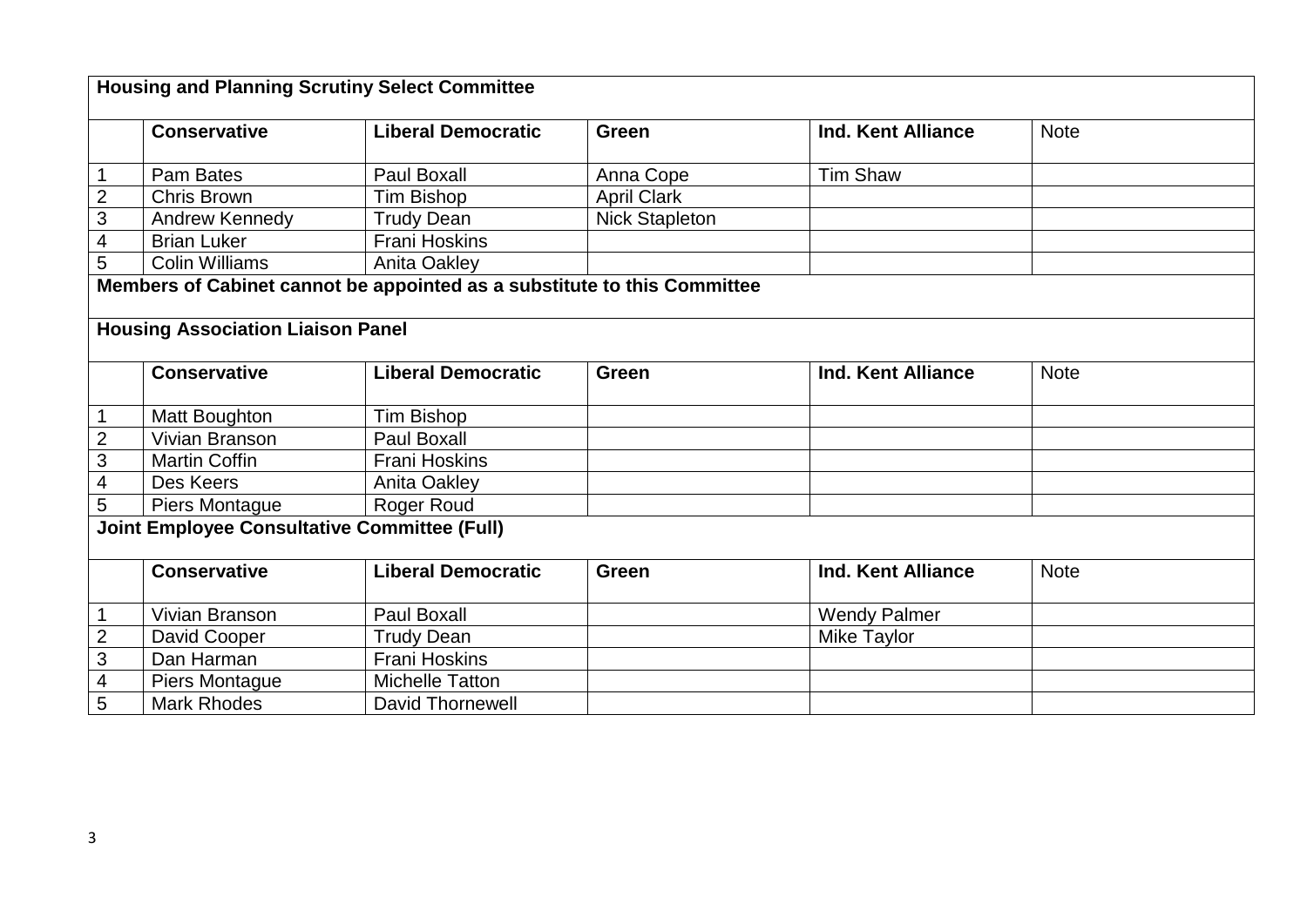## Housing and Planning Scrutiny Select Committee

| | Conservative | Liberal Democratic | Green | Ind. Kent Alliance | Note |
|---|---|---|---|---|---|
| 1 | Pam Bates | Paul Boxall | Anna Cope | Tim Shaw | |
| 2 | Chris Brown | Tim Bishop | April Clark | | |
| 3 | Andrew Kennedy | Trudy Dean | Nick Stapleton | | |
| 4 | Brian Luker | Frani Hoskins | | | |
| 5 | Colin Williams | Anita Oakley | | | |

**Members of Cabinet cannot be appointed as a substitute to this Committee**

## Housing Association Liaison Panel

| | Conservative | Liberal Democratic | Green | Ind. Kent Alliance | Note |
|---|---|---|---|---|---|
| 1 | Matt Boughton | Tim Bishop | | | |
| 2 | Vivian Branson | Paul Boxall | | | |
| 3 | Martin Coffin | Frani Hoskins | | | |
| 4 | Des Keers | Anita Oakley | | | |
| 5 | Piers Montague | Roger Roud | | | |

## Joint Employee Consultative Committee (Full)

| | Conservative | Liberal Democratic | Green | Ind. Kent Alliance | Note |
|---|---|---|---|---|---|
| 1 | Vivian Branson | Paul Boxall | | Wendy Palmer | |
| 2 | David Cooper | Trudy Dean | | Mike Taylor | |
| 3 | Dan Harman | Frani Hoskins | | | |
| 4 | Piers Montague | Michelle Tatton | | | |
| 5 | Mark Rhodes | David Thornewell | | | |